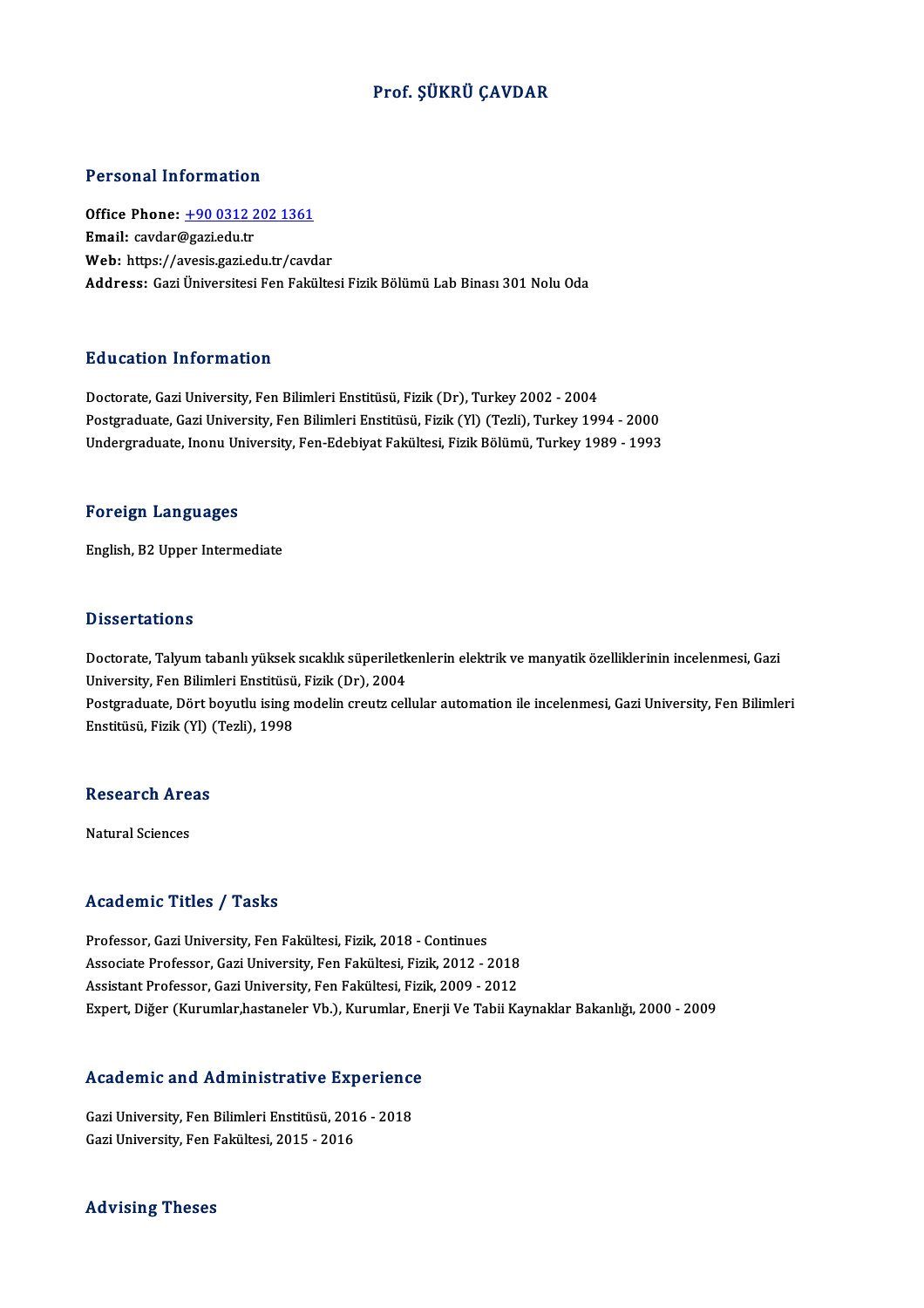# Prof. ŞÜKRÜ ÇAVDAR

## Personal Information

**Office Phone:** +90 0312 202 1361
**Email:** cavdar@gazi.edu.tr
**Web:** https://avesis.gazi.edu.tr/cavdar
**Address:** Gazi Üniversitesi Fen Fakültesi Fizik Bölümü Lab Binası 301 Nolu Oda

## Education Information

Doctorate, Gazi University, Fen Bilimleri Enstitüsü, Fizik (Dr), Turkey 2002 - 2004
Postgraduate, Gazi University, Fen Bilimleri Enstitüsü, Fizik (Yl) (Tezli), Turkey 1994 - 2000
Undergraduate, Inonu University, Fen-Edebiyat Fakültesi, Fizik Bölümü, Turkey 1989 - 1993

## Foreign Languages

English, B2 Upper Intermediate

## Dissertations

Doctorate, Talyum tabanlı yüksek sıcaklık süperiletkenlerin elektrik ve manyatik özelliklerinin incelenmesi, Gazi University, Fen Bilimleri Enstitüsü, Fizik (Dr), 2004
Postgraduate, Dört boyutlu ising modelin creutz cellular automation ile incelenmesi, Gazi University, Fen Bilimleri Enstitüsü, Fizik (Yl) (Tezli), 1998

## Research Areas

Natural Sciences

## Academic Titles / Tasks

Professor, Gazi University, Fen Fakültesi, Fizik, 2018 - Continues
Associate Professor, Gazi University, Fen Fakültesi, Fizik, 2012 - 2018
Assistant Professor, Gazi University, Fen Fakültesi, Fizik, 2009 - 2012
Expert, Diğer (Kurumlar,hastaneler Vb.), Kurumlar, Enerji Ve Tabii Kaynaklar Bakanlığı, 2000 - 2009

## Academic and Administrative Experience

Gazi University, Fen Bilimleri Enstitüsü, 2016 - 2018
Gazi University, Fen Fakültesi, 2015 - 2016

## Advising Theses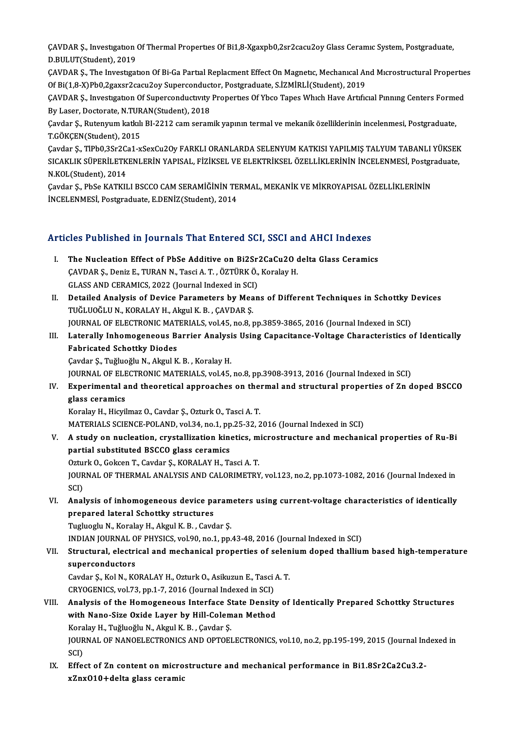ÇAVDAR Ş., Investıgatıon Of Thermal Propertıes Of Bi1,8-Xgaxpb0,2sr2cacu2oy Glass Ceramıc System, Postgraduate, D.BULUT(Student), 2019

ÇAVDAR Ş., The Investıgatıon Of Bi-Ga Partıal Replacment Effect On Magnetıc, Mechanıcal And Mıcrostructural Propertıes Of Bi(1,8-X)Pb0,2gaxsr2cacu2oy Superconductor, Postgraduate, S.İZMİRLİ(Student), 2019

ÇAVDAR Ş., Investıgatıon Of Superconductıvıty Propertıes Of Ybco Tapes Whıch Have Artıfıcıal Pınnıng Centers Formed By Laser, Doctorate, N.TURAN(Student), 2018

Çavdar Ş., Rutenyum katkılı BI-2212 cam seramik yapının termal ve mekanik özelliklerinin incelenmesi, Postgraduate, T.GÖKÇEN(Student), 2015

Çavdar Ş., TlPb0,3Sr2Ca1-xSexCu2Oy FARKLI ORANLARDA SELENYUM KATKISI YAPILMIŞ TALYUM TABANLI YÜKSEK SICAKLIK SÜPERİLETKENLERİN YAPISAL, FİZİKSEL VE ELEKTRİKSEL ÖZELLİKLERİNİN İNCELENMESİ, Postgraduate, N.KOL(Student), 2014

Çavdar Ş., PbSe KATKILI BSCCO CAM SERAMİĞİNİN TERMAL, MEKANİK VE MİKROYAPISAL ÖZELLİKLERİNİN İNCELENMESİ, Postgraduate, E.DENİZ(Student), 2014

## Articles Published in Journals That Entered SCI, SSCI and AHCI Indexes

I. **The Nucleation Effect of PbSe Additive on Bi2Sr2CaCu2O delta Glass Ceramics**
   ÇAVDAR Ş., Deniz E., TURAN N., Tasci A. T. , ÖZTÜRK Ö., Koralay H.
   GLASS AND CERAMICS, 2022 (Journal Indexed in SCI)

II. **Detailed Analysis of Device Parameters by Means of Different Techniques in Schottky Devices**
   TUĞLUOĞLU N., KORALAY H., Akgul K. B. , ÇAVDAR Ş.
   JOURNAL OF ELECTRONIC MATERIALS, vol.45, no.8, pp.3859-3865, 2016 (Journal Indexed in SCI)

III. **Laterally Inhomogeneous Barrier Analysis Using Capacitance-Voltage Characteristics of Identically Fabricated Schottky Diodes**
   Çavdar Ş., Tuğluoğlu N., Akgul K. B. , Koralay H.
   JOURNAL OF ELECTRONIC MATERIALS, vol.45, no.8, pp.3908-3913, 2016 (Journal Indexed in SCI)

IV. **Experimental and theoretical approaches on thermal and structural properties of Zn doped BSCCO glass ceramics**
   Koralay H., Hicyilmaz O., Cavdar Ş., Ozturk O., Tasci A. T.
   MATERIALS SCIENCE-POLAND, vol.34, no.1, pp.25-32, 2016 (Journal Indexed in SCI)

V. **A study on nucleation, crystallization kinetics, microstructure and mechanical properties of Ru-Bi partial substituted BSCCO glass ceramics**
   Ozturk O., Gokcen T., Cavdar Ş., KORALAY H., Tasci A. T.
   JOURNAL OF THERMAL ANALYSIS AND CALORIMETRY, vol.123, no.2, pp.1073-1082, 2016 (Journal Indexed in SCI)

VI. **Analysis of inhomogeneous device parameters using current-voltage characteristics of identically prepared lateral Schottky structures**
   Tugluoglu N., Koralay H., Akgul K. B. , Cavdar Ş.
   INDIAN JOURNAL OF PHYSICS, vol.90, no.1, pp.43-48, 2016 (Journal Indexed in SCI)

VII. **Structural, electrical and mechanical properties of selenium doped thallium based high-temperature superconductors**
   Cavdar Ş., Kol N., KORALAY H., Ozturk O., Asikuzun E., Tasci A. T.
   CRYOGENICS, vol.73, pp.1-7, 2016 (Journal Indexed in SCI)

VIII. **Analysis of the Homogeneous Interface State Density of Identically Prepared Schottky Structures with Nano-Size Oxide Layer by Hill-Coleman Method**
   Koralay H., Tuğluoğlu N., Akgul K. B. , Çavdar Ş.
   JOURNAL OF NANOELECTRONICS AND OPTOELECTRONICS, vol.10, no.2, pp.195-199, 2015 (Journal Indexed in SCI)

IX. **Effect of Zn content on microstructure and mechanical performance in Bi1.8Sr2Ca2Cu3.2-xZnxO10+delta glass ceramic**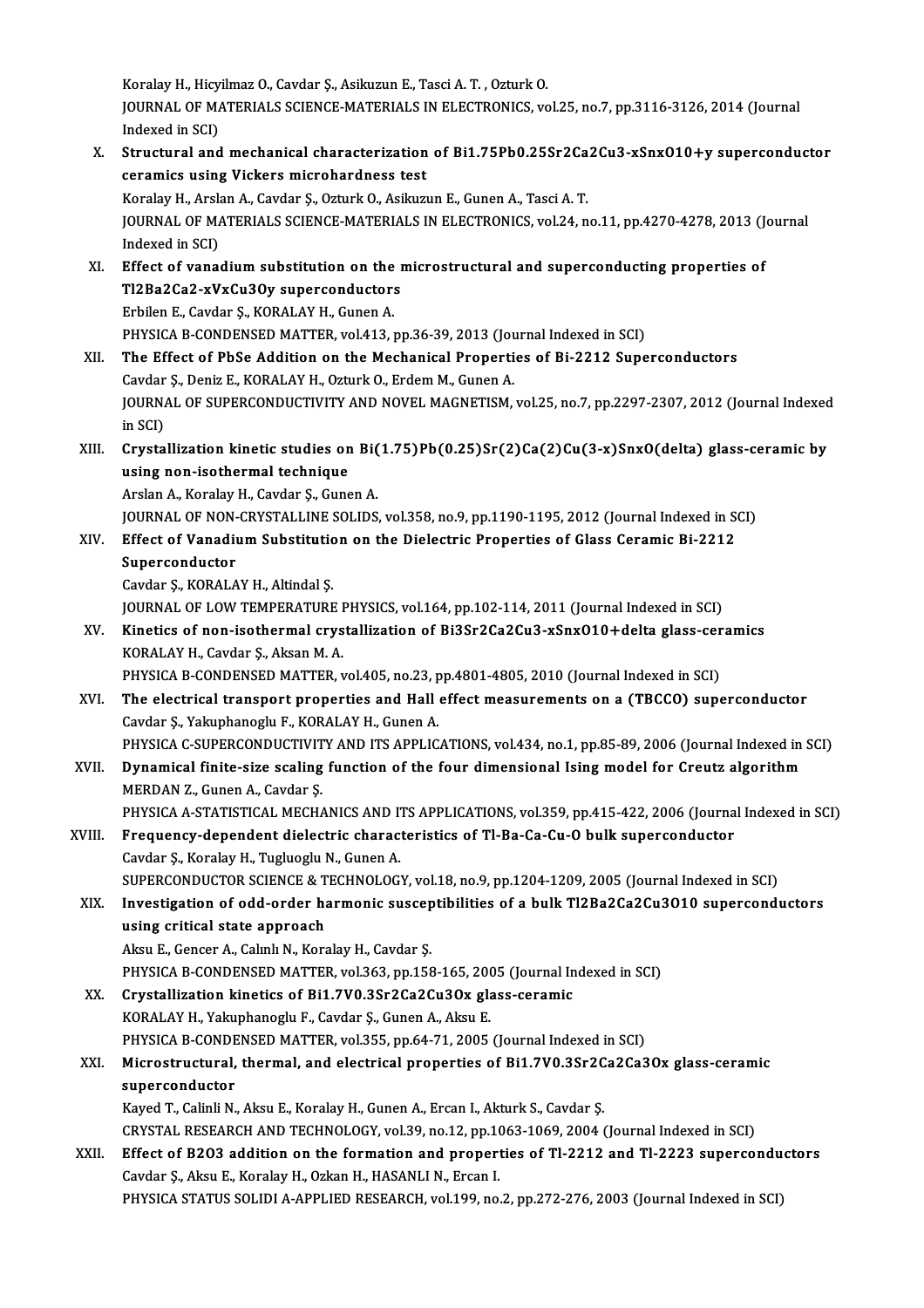Koralay H., Hicyilmaz O., Cavdar Ş., Asikuzun E., Tasci A. T. , Ozturk O.
JOURNAL OF MATERIALS SCIENCE-MATERIALS IN ELECTRONICS, vol.25, no.7, pp.3116-3126, 2014 (Journal Indexed in SCI)

X. **Structural and mechanical characterization of $Bi_{1.75}Pb_{0.25}Sr_2Ca_2Cu_{3-x}Sn_xO_{10+y}$ superconductor ceramics using Vickers microhardness test**
Koralay H., Arslan A., Cavdar Ş., Ozturk O., Asikuzun E., Gunen A., Tasci A. T.
JOURNAL OF MATERIALS SCIENCE-MATERIALS IN ELECTRONICS, vol.24, no.11, pp.4270-4278, 2013 (Journal Indexed in SCI)

XI. **Effect of vanadium substitution on the microstructural and superconducting properties of $Tl_2Ba_2Ca_{2-x}V_xCu_3O_y$ superconductors**
Erbilen E., Cavdar Ş., KORALAY H., Gunen A.
PHYSICA B-CONDENSED MATTER, vol.413, pp.36-39, 2013 (Journal Indexed in SCI)

XII. **The Effect of PbSe Addition on the Mechanical Properties of Bi-2212 Superconductors**
Cavdar Ş., Deniz E., KORALAY H., Ozturk O., Erdem M., Gunen A.
JOURNAL OF SUPERCONDUCTIVITY AND NOVEL MAGNETISM, vol.25, no.7, pp.2297-2307, 2012 (Journal Indexed in SCI)

XIII. **Crystallization kinetic studies on $Bi(1.75)Pb(0.25)Sr(2)Ca(2)Cu(3-x)SnxO(delta)$ glass-ceramic by using non-isothermal technique**
Arslan A., Koralay H., Cavdar Ş., Gunen A.
JOURNAL OF NON-CRYSTALLINE SOLIDS, vol.358, no.9, pp.1190-1195, 2012 (Journal Indexed in SCI)

XIV. **Effect of Vanadium Substitution on the Dielectric Properties of Glass Ceramic Bi-2212 Superconductor**
Cavdar Ş., KORALAY H., Altindal Ş.
JOURNAL OF LOW TEMPERATURE PHYSICS, vol.164, pp.102-114, 2011 (Journal Indexed in SCI)

XV. **Kinetics of non-isothermal crystallization of $Bi_3Sr_2Ca_2Cu_{3-x}Sn_xO_{10+\delta}$ glass-ceramics**
KORALAY H., Cavdar Ş., Aksan M. A.
PHYSICA B-CONDENSED MATTER, vol.405, no.23, pp.4801-4805, 2010 (Journal Indexed in SCI)

XVI. **The electrical transport properties and Hall effect measurements on a (TBCCO) superconductor**
Cavdar Ş., Yakuphanoglu F., KORALAY H., Gunen A.
PHYSICA C-SUPERCONDUCTIVITY AND ITS APPLICATIONS, vol.434, no.1, pp.85-89, 2006 (Journal Indexed in SCI)

XVII. **Dynamical finite-size scaling function of the four dimensional Ising model for Creutz algorithm**
MERDAN Z., Gunen A., Cavdar Ş.
PHYSICA A-STATISTICAL MECHANICS AND ITS APPLICATIONS, vol.359, pp.415-422, 2006 (Journal Indexed in SCI)

XVIII. **Frequency-dependent dielectric characteristics of Tl-Ba-Ca-Cu-O bulk superconductor**
Cavdar Ş., Koralay H., Tugluoglu N., Gunen A.
SUPERCONDUCTOR SCIENCE & TECHNOLOGY, vol.18, no.9, pp.1204-1209, 2005 (Journal Indexed in SCI)

XIX. **Investigation of odd-order harmonic susceptibilities of a bulk $Tl_2Ba_2Ca_2Cu_3O_{10}$ superconductors using critical state approach**
Aksu E., Gencer A., Calınlı N., Koralay H., Cavdar Ş.
PHYSICA B-CONDENSED MATTER, vol.363, pp.158-165, 2005 (Journal Indexed in SCI)

XX. **Crystallization kinetics of $Bi_{1.7}V_{0.3}Sr_2Ca_2Cu_3O_x$ glass-ceramic**
KORALAY H., Yakuphanoglu F., Cavdar Ş., Gunen A., Aksu E.
PHYSICA B-CONDENSED MATTER, vol.355, pp.64-71, 2005 (Journal Indexed in SCI)

XXI. **Microstructural, thermal, and electrical properties of $Bi_{1.7}V_{0.3}Sr_2Ca_2Ca_3O_x$ glass-ceramic superconductor**
Kayed T., Calinli N., Aksu E., Koralay H., Gunen A., Ercan I., Akturk S., Cavdar Ş.
CRYSTAL RESEARCH AND TECHNOLOGY, vol.39, no.12, pp.1063-1069, 2004 (Journal Indexed in SCI)

XXII. **Effect of $B_2O_3$ addition on the formation and properties of Tl-2212 and Tl-2223 superconductors**
Cavdar Ş., Aksu E., Koralay H., Ozkan H., HASANLI N., Ercan I.
PHYSICA STATUS SOLIDI A-APPLIED RESEARCH, vol.199, no.2, pp.272-276, 2003 (Journal Indexed in SCI)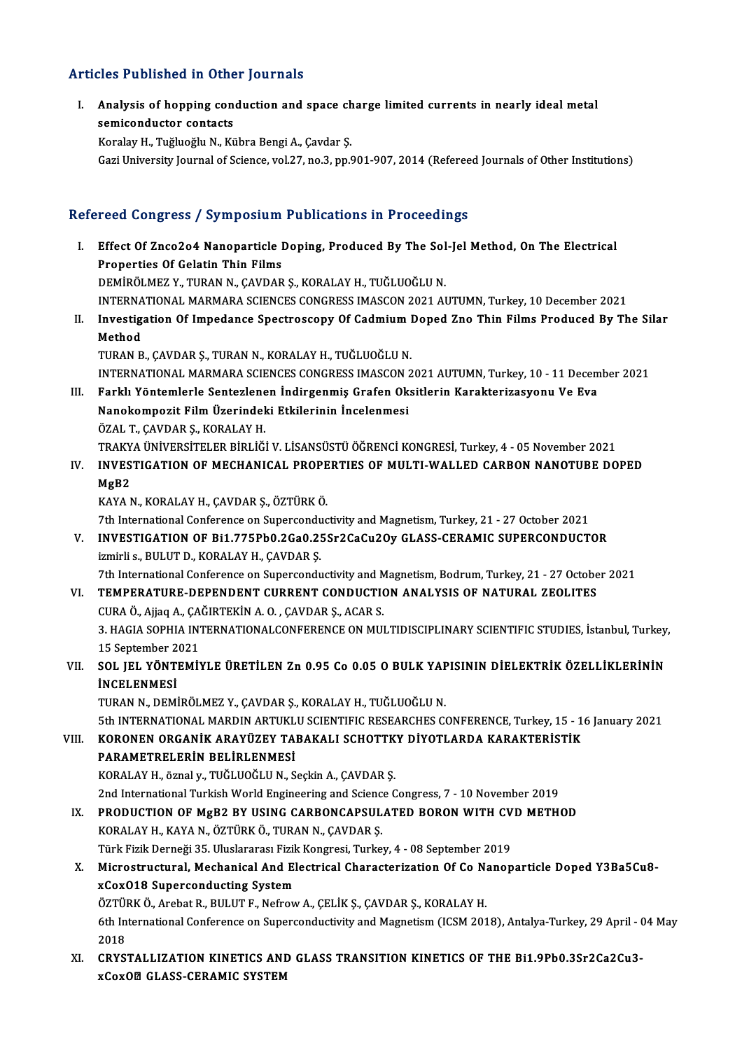## Articles Published in Other Journals

I. **Analysis of hopping conduction and space charge limited currents in nearly ideal metal semiconductor contacts**
   Koralay H., Tuğluoğlu N., Kübra Bengi A., Çavdar Ş.
   Gazi University Journal of Science, vol.27, no.3, pp.901-907, 2014 (Refereed Journals of Other Institutions)

## Refereed Congress / Symposium Publications in Proceedings

I. **Effect Of Znco2o4 Nanoparticle Doping, Produced By The Sol-Jel Method, On The Electrical Properties Of Gelatin Thin Films**
   DEMİRÖLMEZ Y., TURAN N., ÇAVDAR Ş., KORALAY H., TUĞLUOĞLU N.
   INTERNATIONAL MARMARA SCIENCES CONGRESS IMASCON 2021 AUTUMN, Turkey, 10 December 2021

II. **Investigation Of Impedance Spectroscopy Of Cadmium Doped Zno Thin Films Produced By The Silar Method**
   TURAN B., ÇAVDAR Ş., TURAN N., KORALAY H., TUĞLUOĞLU N.
   INTERNATIONAL MARMARA SCIENCES CONGRESS IMASCON 2021 AUTUMN, Turkey, 10 - 11 December 2021

III. **Farklı Yöntemlerle Sentezlenen İndirgenmiş Grafen Oksitlerin Karakterizasyonu Ve Eva Nanokompozit Film Üzerindeki Etkilerinin İncelenmesi**
   ÖZAL T., ÇAVDAR Ş., KORALAY H.
   TRAKYA ÜNİVERSİTELER BİRLİĞİ V. LİSANSÜSTÜ ÖĞRENCİ KONGRESİ, Turkey, 4 - 05 November 2021

IV. **INVESTIGATION OF MECHANICAL PROPERTIES OF MULTI-WALLED CARBON NANOTUBE DOPED MgB2**
   KAYA N., KORALAY H., ÇAVDAR Ş., ÖZTÜRK Ö.
   7th International Conference on Superconductivity and Magnetism, Turkey, 21 - 27 October 2021

V. **INVESTIGATION OF Bi1.775Pb0.2Ga0.25Sr2CaCu2Oy GLASS-CERAMIC SUPERCONDUCTOR**
   izmirli s., BULUT D., KORALAY H., ÇAVDAR Ş.
   7th International Conference on Superconductivity and Magnetism, Bodrum, Turkey, 21 - 27 October 2021

VI. **TEMPERATURE-DEPENDENT CURRENT CONDUCTION ANALYSIS OF NATURAL ZEOLITES**
   CURA Ö., Ajjaq A., ÇAĞIRTEKİN A. O. , ÇAVDAR Ş., ACAR S.
   3. HAGIA SOPHIA INTERNATIONALCONFERENCE ON MULTIDISCIPLINARY SCIENTIFIC STUDIES, İstanbul, Turkey, 15 September 2021

VII. **SOL JEL YÖNTEMİYLE ÜRETİLEN Zn 0.95 Co 0.05 O BULK YAPISININ DİELEKTRİK ÖZELLİKLERİNİN İNCELENMESİ**
   TURAN N., DEMİRÖLMEZ Y., ÇAVDAR Ş., KORALAY H., TUĞLUOĞLU N.
   5th INTERNATIONAL MARDIN ARTUKLU SCIENTIFIC RESEARCHES CONFERENCE, Turkey, 15 - 16 January 2021

VIII. **KORONEN ORGANİK ARAYÜZEY TABAKALI SCHOTTKY DİYOTLARDA KARAKTERİSTİK PARAMETRELERİN BELİRLENMESİ**
   KORALAY H., öznal y., TUĞLUOĞLU N., Seçkin A., ÇAVDAR Ş.
   2nd International Turkish World Engineering and Science Congress, 7 - 10 November 2019

IX. **PRODUCTION OF MgB2 BY USING CARBONCAPSULATED BORON WITH CVD METHOD**
   KORALAY H., KAYA N., ÖZTÜRK Ö., TURAN N., ÇAVDAR Ş.
   Türk Fizik Derneği 35. Uluslararası Fizik Kongresi, Turkey, 4 - 08 September 2019

X. **Microstructural, Mechanical And Electrical Characterization Of Co Nanoparticle Doped Y3Ba5Cu8-xCoxO18 Superconducting System**
   ÖZTÜRK Ö., Arebat R., BULUT F., Nefrow A., ÇELİK Ş., ÇAVDAR Ş., KORALAY H.
   6th International Conference on Superconductivity and Magnetism (ICSM 2018), Antalya-Turkey, 29 April - 04 May 2018

XI. **CRYSTALLIZATION KINETICS AND GLASS TRANSITION KINETICS OF THE Bi1.9Pb0.3Sr2Ca2Cu3-xCoxO? GLASS-CERAMIC SYSTEM**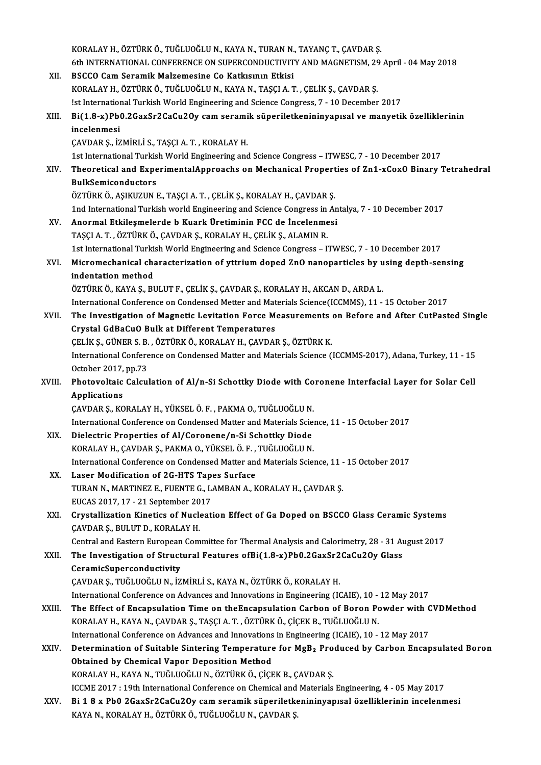KORALAY H., ÖZTÜRK Ö., TUĞLUOĞLU N., KAYA N., TURAN N., TAYANÇ T., ÇAVDAR Ş.
6th INTERNATIONAL CONFERENCE ON SUPERCONDUCTIVITY AND MAGNETISM, 29 April - 04 May 2018

XII. **BSCCO Cam Seramik Malzemesine Co Katkısının Etkisi**
KORALAY H., ÖZTÜRK Ö., TUĞLUOĞLU N., KAYA N., TAŞÇI A. T. , ÇELİK Ş., ÇAVDAR Ş.
!st International Turkish World Engineering and Science Congress, 7 - 10 December 2017

XIII. **Bi(1.8-x)Pb0.2GaxSr2CaCu2Oy cam seramik süperiletkenininyapısal ve manyetik özelliklerinin incelenmesi**
ÇAVDAR Ş., İZMİRLİ S., TAŞÇI A. T. , KORALAY H.
1st International Turkish World Engineering and Science Congress – ITWESC, 7 - 10 December 2017

XIV. **Theoretical and ExperimentalApproachs on Mechanical Properties of Zn1-xCoxO Binary Tetrahedral BulkSemiconductors**
ÖZTÜRK Ö., AŞIKUZUN E., TAŞÇI A. T. , ÇELİK Ş., KORALAY H., ÇAVDAR Ş.
1nd International Turkish world Engineering and Science Congress in Antalya, 7 - 10 December 2017

XV. **Anormal Etkileşmelerde b Kuark Üretiminin FCC de İncelenmesi**
TAŞÇI A. T. , ÖZTÜRK Ö., ÇAVDAR Ş., KORALAY H., ÇELİK Ş., ALAMIN R.
1st International Turkish World Engineering and Science Congress – ITWESC, 7 - 10 December 2017

XVI. **Micromechanical characterization of yttrium doped ZnO nanoparticles by using depth-sensing indentation method**
ÖZTÜRK Ö., KAYA Ş., BULUT F., ÇELİK Ş., ÇAVDAR Ş., KORALAY H., AKCAN D., ARDA L.
International Conference on Condensed Metter and Materials Science(ICCMMS), 11 - 15 October 2017

XVII. **The Investigation of Magnetic Levitation Force Measurements on Before and After CutPasted Single Crystal GdBaCuO Bulk at Different Temperatures**
ÇELİK Ş., GÜNER S. B. , ÖZTÜRK Ö., KORALAY H., ÇAVDAR Ş., ÖZTÜRK K.
International Conference on Condensed Matter and Materials Science (ICCMMS-2017), Adana, Turkey, 11 - 15 October 2017, pp.73

XVIII. **Photovoltaic Calculation of Al/n-Si Schottky Diode with Coronene Interfacial Layer for Solar Cell Applications**
ÇAVDAR Ş., KORALAY H., YÜKSEL Ö. F. , PAKMA O., TUĞLUOĞLU N.
International Conference on Condensed Matter and Materials Science, 11 - 15 October 2017

XIX. **Dielectric Properties of Al/Coronene/n-Si Schottky Diode**
KORALAY H., ÇAVDAR Ş., PAKMA O., YÜKSEL Ö. F. , TUĞLUOĞLU N.
International Conference on Condensed Matter and Materials Science, 11 - 15 October 2017

XX. **Laser Modification of 2G-HTS Tapes Surface**
TURAN N., MARTINEZ E., FUENTE G., LAMBAN A., KORALAY H., ÇAVDAR Ş.
EUCAS 2017, 17 - 21 September 2017

XXI. **Crystallization Kinetics of Nucleation Effect of Ga Doped on BSCCO Glass Ceramic Systems**
ÇAVDAR Ş., BULUT D., KORALAY H.
Central and Eastern European Committee for Thermal Analysis and Calorimetry, 28 - 31 August 2017

XXII. **The Investigation of Structural Features ofBi(1.8-x)Pb0.2GaxSr2CaCu2Oy Glass CeramicSuperconductivity**
ÇAVDAR Ş., TUĞLUOĞLU N., İZMİRLİ S., KAYA N., ÖZTÜRK Ö., KORALAY H.
International Conference on Advances and Innovations in Engineering (ICAIE), 10 - 12 May 2017

XXIII. **The Effect of Encapsulation Time on theEncapsulation Carbon of Boron Powder with CVDMethod**
KORALAY H., KAYA N., ÇAVDAR Ş., TAŞÇI A. T. , ÖZTÜRK Ö., ÇİÇEK B., TUĞLUOĞLU N.
International Conference on Advances and Innovations in Engineering (ICAIE), 10 - 12 May 2017

XXIV. **Determination of Suitable Sintering Temperature for $MgB_2$ Produced by Carbon Encapsulated Boron Obtained by Chemical Vapor Deposition Method**
KORALAY H., KAYA N., TUĞLUOĞLU N., ÖZTÜRK Ö., ÇİÇEK B., ÇAVDAR Ş.
ICCME 2017 : 19th International Conference on Chemical and Materials Engineering, 4 - 05 May 2017

XXV. **Bi 1 8 x Pb0 2GaxSr2CaCu2Oy cam seramik süperiletkenininyapısal özelliklerinin incelenmesi**
KAYA N., KORALAY H., ÖZTÜRK Ö., TUĞLUOĞLU N., ÇAVDAR Ş.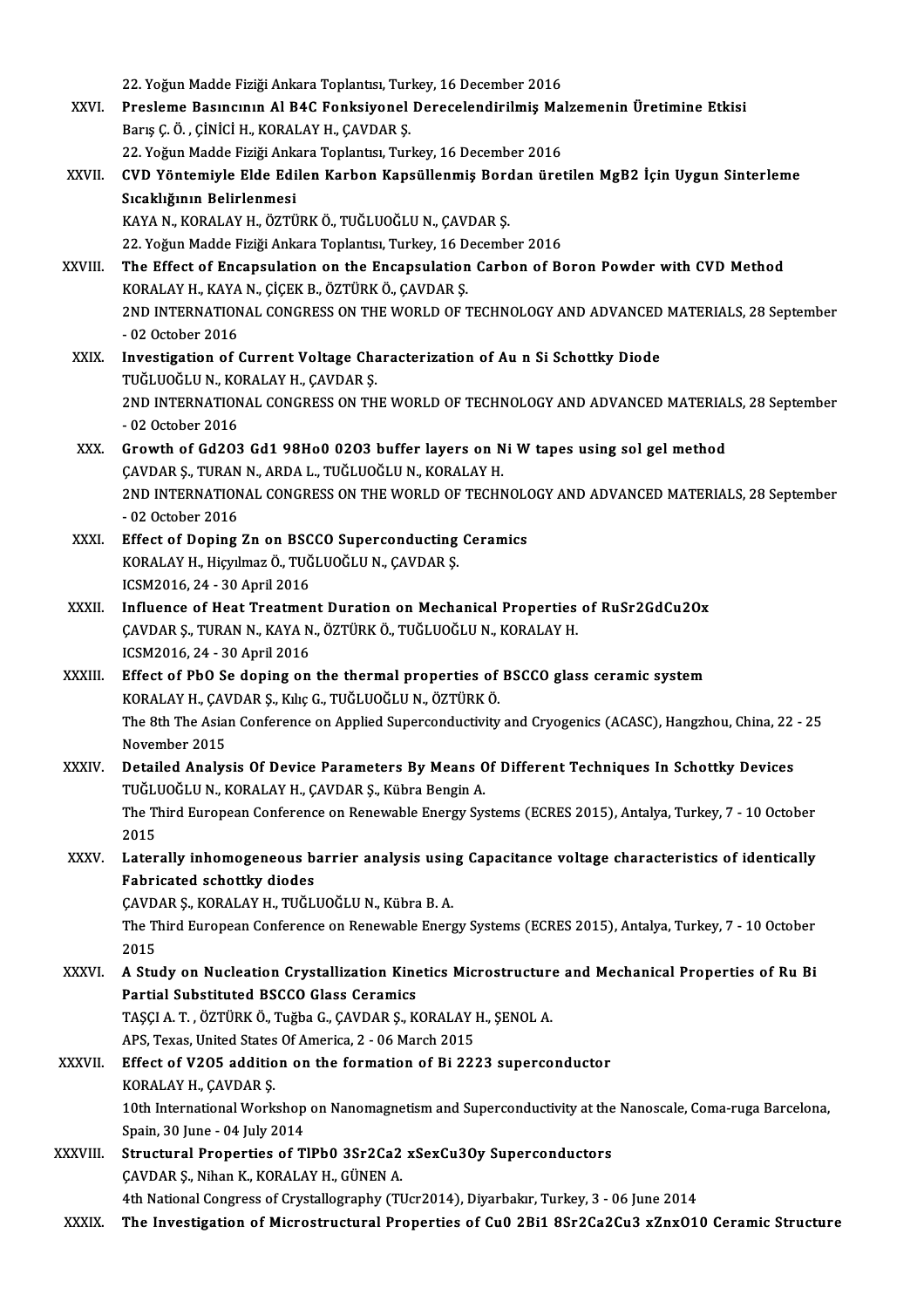22. Yoğun Madde Fiziği Ankara Toplantısı, Turkey, 16 December 2016

XXVI. **Presleme Basıncının Al B4C Fonksiyonel Derecelendirilmiş Malzemenin Üretimine Etkisi**
Barış Ç. Ö. , ÇİNİCİ H., KORALAY H., ÇAVDAR Ş.
22. Yoğun Madde Fiziği Ankara Toplantısı, Turkey, 16 December 2016

XXVII. **CVD Yöntemiyle Elde Edilen Karbon Kapsüllenmiş Bordan üretilen MgB2 İçin Uygun Sinterleme Sıcaklığının Belirlenmesi**
KAYA N., KORALAY H., ÖZTÜRK Ö., TUĞLUOĞLU N., ÇAVDAR Ş.
22. Yoğun Madde Fiziği Ankara Toplantısı, Turkey, 16 December 2016

XXVIII. **The Effect of Encapsulation on the Encapsulation Carbon of Boron Powder with CVD Method**
KORALAY H., KAYA N., ÇİÇEK B., ÖZTÜRK Ö., ÇAVDAR Ş.
2ND INTERNATIONAL CONGRESS ON THE WORLD OF TECHNOLOGY AND ADVANCED MATERIALS, 28 September - 02 October 2016

XXIX. **Investigation of Current Voltage Characterization of Au n Si Schottky Diode**
TUĞLUOĞLU N., KORALAY H., ÇAVDAR Ş.
2ND INTERNATIONAL CONGRESS ON THE WORLD OF TECHNOLOGY AND ADVANCED MATERIALS, 28 September - 02 October 2016

XXX. **Growth of Gd2O3 Gd1 98Ho0 02O3 buffer layers on Ni W tapes using sol gel method**
ÇAVDAR Ş., TURAN N., ARDA L., TUĞLUOĞLU N., KORALAY H.
2ND INTERNATIONAL CONGRESS ON THE WORLD OF TECHNOLOGY AND ADVANCED MATERIALS, 28 September - 02 October 2016

XXXI. **Effect of Doping Zn on BSCCO Superconducting Ceramics**
KORALAY H., Hiçyılmaz Ö., TUĞLUOĞLU N., ÇAVDAR Ş.
ICSM2016, 24 - 30 April 2016

XXXII. **Influence of Heat Treatment Duration on Mechanical Properties of RuSr2GdCu2Ox**
ÇAVDAR Ş., TURAN N., KAYA N., ÖZTÜRK Ö., TUĞLUOĞLU N., KORALAY H.
ICSM2016, 24 - 30 April 2016

XXXIII. **Effect of PbO Se doping on the thermal properties of BSCCO glass ceramic system**
KORALAY H., ÇAVDAR Ş., Kılıç G., TUĞLUOĞLU N., ÖZTÜRK Ö.
The 8th The Asian Conference on Applied Superconductivity and Cryogenics (ACASC), Hangzhou, China, 22 - 25 November 2015

XXXIV. **Detailed Analysis Of Device Parameters By Means Of Different Techniques In Schottky Devices**
TUĞLUOĞLU N., KORALAY H., ÇAVDAR Ş., Kübra Bengin A.
The Third European Conference on Renewable Energy Systems (ECRES 2015), Antalya, Turkey, 7 - 10 October 2015

XXXV. **Laterally inhomogeneous barrier analysis using Capacitance voltage characteristics of identically Fabricated schottky diodes**
ÇAVDAR Ş., KORALAY H., TUĞLUOĞLU N., Kübra B. A.
The Third European Conference on Renewable Energy Systems (ECRES 2015), Antalya, Turkey, 7 - 10 October 2015

XXXVI. **A Study on Nucleation Crystallization Kinetics Microstructure and Mechanical Properties of Ru Bi Partial Substituted BSCCO Glass Ceramics**
TAŞÇI A. T. , ÖZTÜRK Ö., Tuğba G., ÇAVDAR Ş., KORALAY H., ŞENOL A.
APS, Texas, United States Of America, 2 - 06 March 2015

XXXVII. **Effect of V2O5 addition on the formation of Bi 2223 superconductor**
KORALAY H., ÇAVDAR Ş.
10th International Workshop on Nanomagnetism and Superconductivity at the Nanoscale, Coma-ruga Barcelona, Spain, 30 June - 04 July 2014

XXXVIII. **Structural Properties of TlPb0 3Sr2Ca2 xSexCu3Oy Superconductors**
ÇAVDAR Ş., Nihan K., KORALAY H., GÜNEN A.
4th National Congress of Crystallography (TUcr2014), Diyarbakır, Turkey, 3 - 06 June 2014

XXXIX. **The Investigation of Microstructural Properties of Cu0 2Bi1 8Sr2Ca2Cu3 xZnxO10 Ceramic Structure**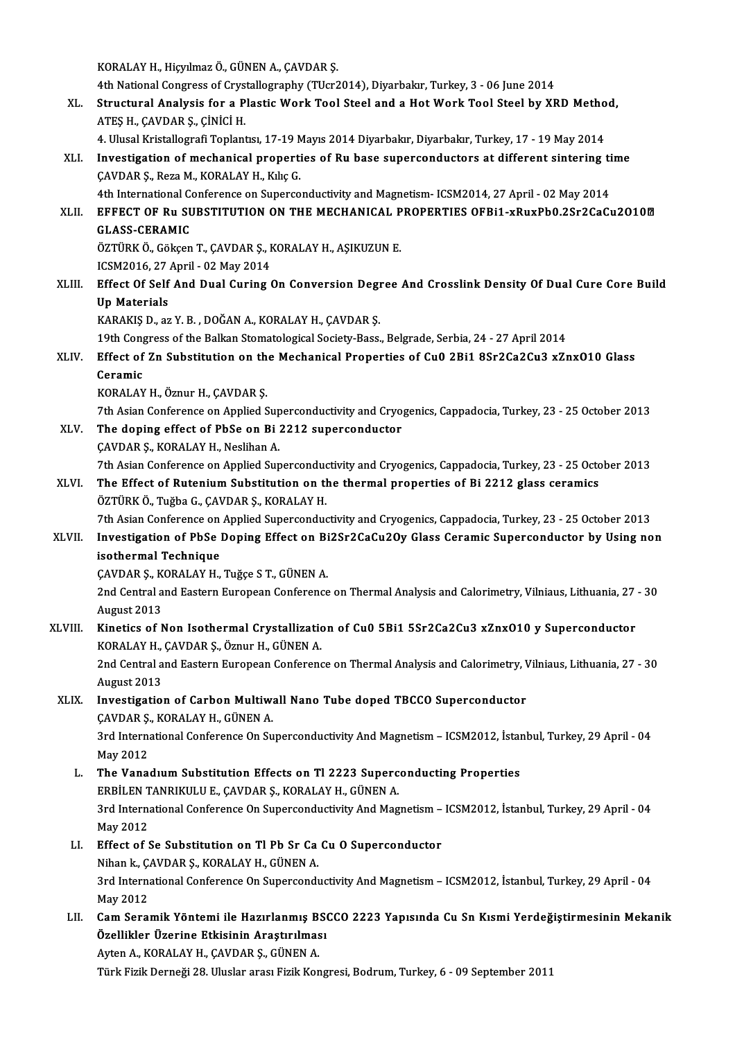KORALAY H., Hiçyılmaz Ö., GÜNEN A., ÇAVDAR Ş.
4th National Congress of Crystallography (TUcr2014), Diyarbakır, Turkey, 3 - 06 June 2014

XL. **Structural Analysis for a Plastic Work Tool Steel and a Hot Work Tool Steel by XRD Method,**
ATEŞ H., ÇAVDAR Ş., ÇİNİCİ H.
4. Ulusal Kristallografi Toplantısı, 17-19 Mayıs 2014 Diyarbakır, Diyarbakır, Turkey, 17 - 19 May 2014

XLI. **Investigation of mechanical properties of Ru base superconductors at different sintering time**
ÇAVDAR Ş., Reza M., KORALAY H., Kılıç G.
4th International Conference on Superconductivity and Magnetism- ICSM2014, 27 April - 02 May 2014

XLII. **EFFECT OF Ru SUBSTITUTION ON THE MECHANICAL PROPERTIES OFBi1-xRuxPb0.2Sr2CaCu2O10� GLASS-CERAMIC**
ÖZTÜRK Ö., Gökçen T., ÇAVDAR Ş., KORALAY H., AŞIKUZUN E.
ICSM2016, 27 April - 02 May 2014

XLIII. **Effect Of Self And Dual Curing On Conversion Degree And Crosslink Density Of Dual Cure Core Build Up Materials**
KARAKIŞ D., az Y. B. , DOĞAN A., KORALAY H., ÇAVDAR Ş.
19th Congress of the Balkan Stomatological Society-Bass., Belgrade, Serbia, 24 - 27 April 2014

XLIV. **Effect of Zn Substitution on the Mechanical Properties of Cu0 2Bi1 8Sr2Ca2Cu3 xZnxO10 Glass Ceramic**
KORALAY H., Öznur H., ÇAVDAR Ş.
7th Asian Conference on Applied Superconductivity and Cryogenics, Cappadocia, Turkey, 23 - 25 October 2013

XLV. **The doping effect of PbSe on Bi 2212 superconductor**
ÇAVDAR Ş., KORALAY H., Neslihan A.
7th Asian Conference on Applied Superconductivity and Cryogenics, Cappadocia, Turkey, 23 - 25 October 2013

XLVI. **The Effect of Rutenium Substitution on the thermal properties of Bi 2212 glass ceramics**
ÖZTÜRK Ö., Tuğba G., ÇAVDAR Ş., KORALAY H.
7th Asian Conference on Applied Superconductivity and Cryogenics, Cappadocia, Turkey, 23 - 25 October 2013

XLVII. **Investigation of PbSe Doping Effect on Bi2Sr2CaCu2Oy Glass Ceramic Superconductor by Using non isothermal Technique**
ÇAVDAR Ş., KORALAY H., Tuğçe S T., GÜNEN A.
2nd Central and Eastern European Conference on Thermal Analysis and Calorimetry, Vilniaus, Lithuania, 27 - 30 August 2013

XLVIII. **Kinetics of Non Isothermal Crystallization of Cu0 5Bi1 5Sr2Ca2Cu3 xZnxO10 y Superconductor**
KORALAY H., ÇAVDAR Ş., Öznur H., GÜNEN A.
2nd Central and Eastern European Conference on Thermal Analysis and Calorimetry, Vilniaus, Lithuania, 27 - 30 August 2013

XLIX. **Investigation of Carbon Multiwall Nano Tube doped TBCCO Superconductor**
ÇAVDAR Ş., KORALAY H., GÜNEN A.
3rd International Conference On Superconductivity And Magnetism – ICSM2012, İstanbul, Turkey, 29 April - 04 May 2012

L. **The Vanadıum Substitution Effects on Tl 2223 Superconducting Properties**
ERBİLEN TANRIKULU E., ÇAVDAR Ş., KORALAY H., GÜNEN A.
3rd International Conference On Superconductivity And Magnetism – ICSM2012, İstanbul, Turkey, 29 April - 04 May 2012

LI. **Effect of Se Substitution on Tl Pb Sr Ca Cu O Superconductor**
Nihan k., ÇAVDAR Ş., KORALAY H., GÜNEN A.
3rd International Conference On Superconductivity And Magnetism – ICSM2012, İstanbul, Turkey, 29 April - 04 May 2012

LII. **Cam Seramik Yöntemi ile Hazırlanmış BSCCO 2223 Yapısında Cu Sn Kısmi Yerdeğiştirmesinin Mekanik Özellikler Üzerine Etkisinin Araştırılması**
Ayten A., KORALAY H., ÇAVDAR Ş., GÜNEN A.
Türk Fizik Derneği 28. Uluslar arası Fizik Kongresi, Bodrum, Turkey, 6 - 09 September 2011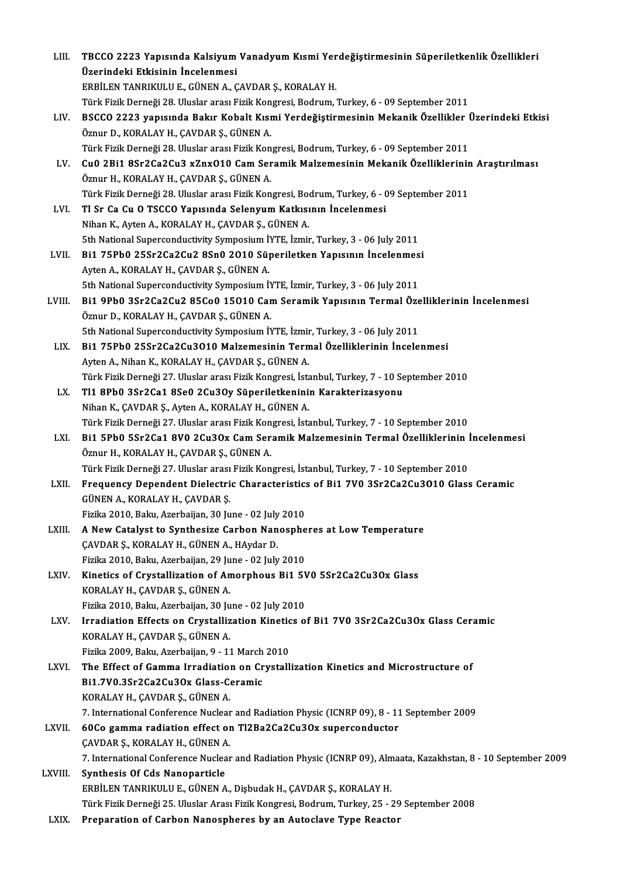LIII. **TBCCO 2223 Yapısında Kalsiyum Vanadyum Kısmi Yerdeğiştirmesinin Süperiletkenlik Özellikleri Üzerindeki Etkisinin İncelenmesi**
ERBİLEN TANRIKULU E., GÜNEN A., ÇAVDAR Ş., KORALAY H.
Türk Fizik Derneği 28. Uluslar arası Fizik Kongresi, Bodrum, Turkey, 6 - 09 September 2011

LIV. **BSCCO 2223 yapısında Bakır Kobalt Kısmi Yerdeğiştirmesinin Mekanik Özellikler Üzerindeki Etkisi**
Öznur D., KORALAY H., ÇAVDAR Ş., GÜNEN A.
Türk Fizik Derneği 28. Uluslar arası Fizik Kongresi, Bodrum, Turkey, 6 - 09 September 2011

LV. **Cu0 2Bi1 8Sr2Ca2Cu3 xZnxO10 Cam Seramik Malzemesinin Mekanik Özelliklerinin Araştırılması**
Öznur H., KORALAY H., ÇAVDAR Ş., GÜNEN A.
Türk Fizik Derneği 28. Uluslar arası Fizik Kongresi, Bodrum, Turkey, 6 - 09 September 2011

LVI. **Tl Sr Ca Cu O TSCCO Yapısında Selenyum Katkısının İncelenmesi**
Nihan K., Ayten A., KORALAY H., ÇAVDAR Ş., GÜNEN A.
5th National Superconductivity Symposium İYTE, İzmir, Turkey, 3 - 06 July 2011

LVII. **Bi1 75Pb0 25Sr2Ca2Cu2 8Sn0 2O10 Süperiletken Yapısının İncelenmesi**
Ayten A., KORALAY H., ÇAVDAR Ş., GÜNEN A.
5th National Superconductivity Symposium İYTE, İzmir, Turkey, 3 - 06 July 2011

LVIII. **Bi1 9Pb0 3Sr2Ca2Cu2 85Co0 15O10 Cam Seramik Yapısının Termal Özelliklerinin İncelenmesi**
Öznur D., KORALAY H., ÇAVDAR Ş., GÜNEN A.
5th National Superconductivity Symposium İYTE, İzmir, Turkey, 3 - 06 July 2011

LIX. **Bi1 75Pb0 25Sr2Ca2Cu3O10 Malzemesinin Termal Özelliklerinin İncelenmesi**
Ayten A., Nihan K., KORALAY H., ÇAVDAR Ş., GÜNEN A.
Türk Fizik Derneği 27. Uluslar arası Fizik Kongresi, İstanbul, Turkey, 7 - 10 September 2010

LX. **Tl1 8Pb0 3Sr2Ca1 8Se0 2Cu3Oy Süperiletkeninin Karakterizasyonu**
Nihan K., ÇAVDAR Ş., Ayten A., KORALAY H., GÜNEN A.
Türk Fizik Derneği 27. Uluslar arası Fizik Kongresi, İstanbul, Turkey, 7 - 10 September 2010

LXI. **Bi1 5Pb0 5Sr2Ca1 8V0 2Cu3Ox Cam Seramik Malzemesinin Termal Özelliklerinin İncelenmesi**
Öznur H., KORALAY H., ÇAVDAR Ş., GÜNEN A.
Türk Fizik Derneği 27. Uluslar arası Fizik Kongresi, İstanbul, Turkey, 7 - 10 September 2010

LXII. **Frequency Dependent Dielectric Characteristics of Bi1 7V0 3Sr2Ca2Cu3O10 Glass Ceramic**
GÜNEN A., KORALAY H., ÇAVDAR Ş.
Fizika 2010, Baku, Azerbaijan, 30 June - 02 July 2010

LXIII. **A New Catalyst to Synthesize Carbon Nanospheres at Low Temperature**
ÇAVDAR Ş., KORALAY H., GÜNEN A., HAydar D.
Fizika 2010, Baku, Azerbaijan, 29 June - 02 July 2010

LXIV. **Kinetics of Crystallization of Amorphous Bi1 5V0 5Sr2Ca2Cu3Ox Glass**
KORALAY H., ÇAVDAR Ş., GÜNEN A.
Fizika 2010, Baku, Azerbaijan, 30 June - 02 July 2010

LXV. **Irradiation Effects on Crystallization Kinetics of Bi1 7V0 3Sr2Ca2Cu3Ox Glass Ceramic**
KORALAY H., ÇAVDAR Ş., GÜNEN A.
Fizika 2009, Baku, Azerbaijan, 9 - 11 March 2010

LXVI. **The Effect of Gamma Irradiation on Crystallization Kinetics and Microstructure of Bi1.7V0.3Sr2Ca2Cu3Ox Glass-Ceramic**
KORALAY H., ÇAVDAR Ş., GÜNEN A.
7. International Conference Nuclear and Radiation Physic (ICNRP 09), 8 - 11 September 2009

LXVII. **60Co gamma radiation effect on Tl2Ba2Ca2Cu3Ox superconductor**
ÇAVDAR Ş., KORALAY H., GÜNEN A.
7. International Conference Nuclear and Radiation Physic (ICNRP 09), Almaata, Kazakhstan, 8 - 10 September 2009

LXVIII. **Synthesis Of Cds Nanoparticle**
ERBİLEN TANRIKULU E., GÜNEN A., Dişbudak H., ÇAVDAR Ş., KORALAY H.
Türk Fizik Derneği 25. Uluslar Arası Fizik Kongresi, Bodrum, Turkey, 25 - 29 September 2008

LXIX. **Preparation of Carbon Nanospheres by an Autoclave Type Reactor**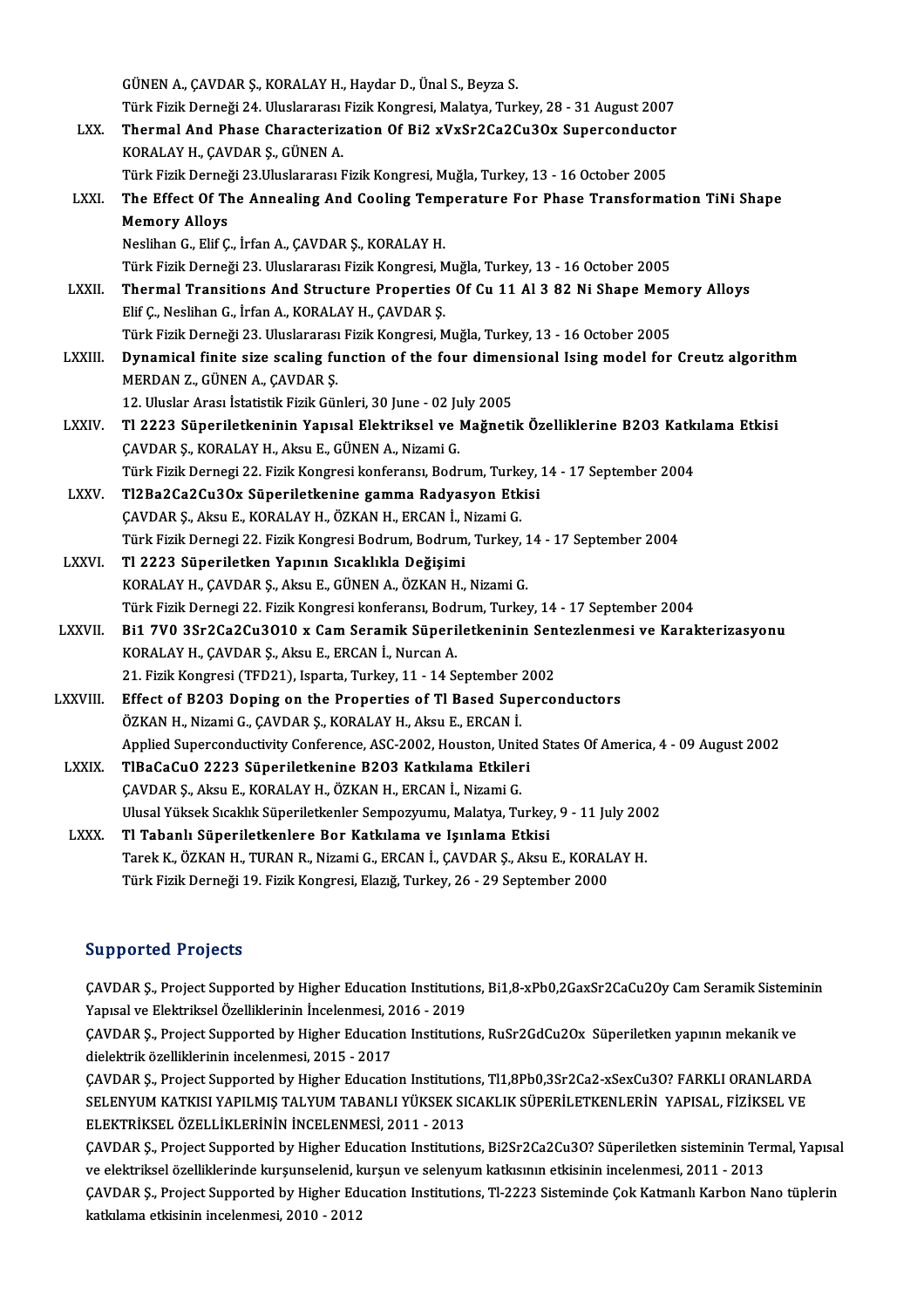GÜNEN A., ÇAVDAR Ş., KORALAY H., Haydar D., Ünal S., Beyza S.
Türk Fizik Derneği 24. Uluslararası Fizik Kongresi, Malatya, Turkey, 28 - 31 August 2007

LXX. **Thermal And Phase Characterization Of Bi2 xVxSr2Ca2Cu3Ox Superconductor**
KORALAY H., ÇAVDAR Ş., GÜNEN A.
Türk Fizik Derneği 23.Uluslararası Fizik Kongresi, Muğla, Turkey, 13 - 16 October 2005

LXXI. **The Effect Of The Annealing And Cooling Temperature For Phase Transformation TiNi Shape Memory Alloys**
Neslihan G., Elif Ç., İrfan A., ÇAVDAR Ş., KORALAY H.
Türk Fizik Derneği 23. Uluslararası Fizik Kongresi, Muğla, Turkey, 13 - 16 October 2005

LXXII. **Thermal Transitions And Structure Properties Of Cu 11 Al 3 82 Ni Shape Memory Alloys**
Elif Ç., Neslihan G., İrfan A., KORALAY H., ÇAVDAR Ş.
Türk Fizik Derneği 23. Uluslararası Fizik Kongresi, Muğla, Turkey, 13 - 16 October 2005

LXXIII. **Dynamical finite size scaling function of the four dimensional Ising model for Creutz algorithm**
MERDAN Z., GÜNEN A., ÇAVDAR Ş.
12. Uluslar Arası İstatistik Fizik Günleri, 30 June - 02 July 2005

LXXIV. **Tl 2223 Süperiletkeninin Yapısal Elektriksel ve Mağnetik Özelliklerine B2O3 Katkılama Etkisi**
ÇAVDAR Ş., KORALAY H., Aksu E., GÜNEN A., Nizami G.
Türk Fizik Dernegi 22. Fizik Kongresi konferansı, Bodrum, Turkey, 14 - 17 September 2004

LXXV. **Tl2Ba2Ca2Cu3Ox Süperiletkenine gamma Radyasyon Etkisi**
ÇAVDAR Ş., Aksu E., KORALAY H., ÖZKAN H., ERCAN İ., Nizami G.
Türk Fizik Dernegi 22. Fizik Kongresi Bodrum, Bodrum, Turkey, 14 - 17 September 2004

LXXVI. **Tl 2223 Süperiletken Yapının Sıcaklıkla Değişimi**
KORALAY H., ÇAVDAR Ş., Aksu E., GÜNEN A., ÖZKAN H., Nizami G.
Türk Fizik Dernegi 22. Fizik Kongresi konferansı, Bodrum, Turkey, 14 - 17 September 2004

LXXVII. **Bi1 7V0 3Sr2Ca2Cu3O10 x Cam Seramik Süperiletkeninin Sentezlenmesi ve Karakterizasyonu**
KORALAY H., ÇAVDAR Ş., Aksu E., ERCAN İ., Nurcan A.
21. Fizik Kongresi (TFD21), Isparta, Turkey, 11 - 14 September 2002

LXXVIII. **Effect of B2O3 Doping on the Properties of Tl Based Superconductors**
ÖZKAN H., Nizami G., ÇAVDAR Ş., KORALAY H., Aksu E., ERCAN İ.
Applied Superconductivity Conference, ASC-2002, Houston, United States Of America, 4 - 09 August 2002

LXXIX. **TlBaCaCuO 2223 Süperiletkenine B2O3 Katkılama Etkileri**
ÇAVDAR Ş., Aksu E., KORALAY H., ÖZKAN H., ERCAN İ., Nizami G.
Ulusal Yüksek Sıcaklık Süperiletkenler Sempozyumu, Malatya, Turkey, 9 - 11 July 2002

LXXX. **Tl Tabanlı Süperiletkenlere Bor Katkılama ve Işınlama Etkisi**
Tarek K., ÖZKAN H., TURAN R., Nizami G., ERCAN İ., ÇAVDAR Ş., Aksu E., KORALAY H.
Türk Fizik Derneği 19. Fizik Kongresi, Elazığ, Turkey, 26 - 29 September 2000

## Supported Projects

ÇAVDAR Ş., Project Supported by Higher Education Institutions, Bi1,8-xPb0,2GaxSr2CaCu2Oy Cam Seramik Sisteminin Yapısal ve Elektriksel Özelliklerinin İncelenmesi, 2016 - 2019

ÇAVDAR Ş., Project Supported by Higher Education Institutions, RuSr2GdCu2Ox Süperiletken yapının mekanik ve dielektrik özelliklerinin incelenmesi, 2015 - 2017

ÇAVDAR Ş., Project Supported by Higher Education Institutions, Tl1,8Pb0,3Sr2Ca2-xSexCu3O? FARKLI ORANLARDA SELENYUM KATKISI YAPILMIŞ TALYUM TABANLI YÜKSEK SICAKLIK SÜPERİLETKENLERİN YAPISAL, FİZİKSEL VE ELEKTRİKSEL ÖZELLİKLERİNİN İNCELENMESİ, 2011 - 2013

ÇAVDAR Ş., Project Supported by Higher Education Institutions, Bi2Sr2Ca2Cu3O? Süperiletken sisteminin Termal, Yapısal ve elektriksel özelliklerinde kurşunselenid, kurşun ve selenyum katkısının etkisinin incelenmesi, 2011 - 2013

ÇAVDAR Ş., Project Supported by Higher Education Institutions, Tl-2223 Sisteminde Çok Katmanlı Karbon Nano tüplerin katkılama etkisinin incelenmesi, 2010 - 2012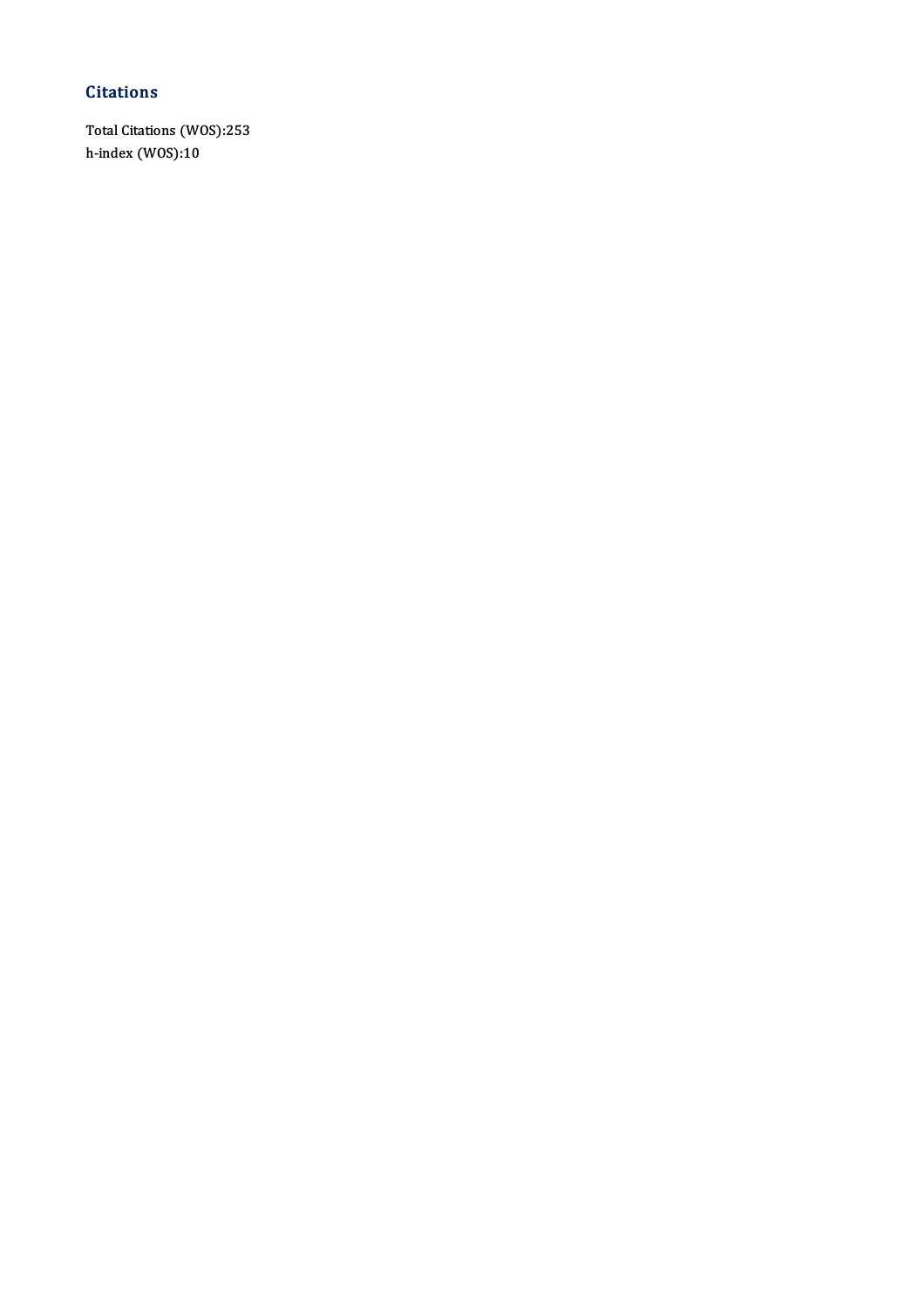## Citations

Total Citations (WOS):253
h-index (WOS):10